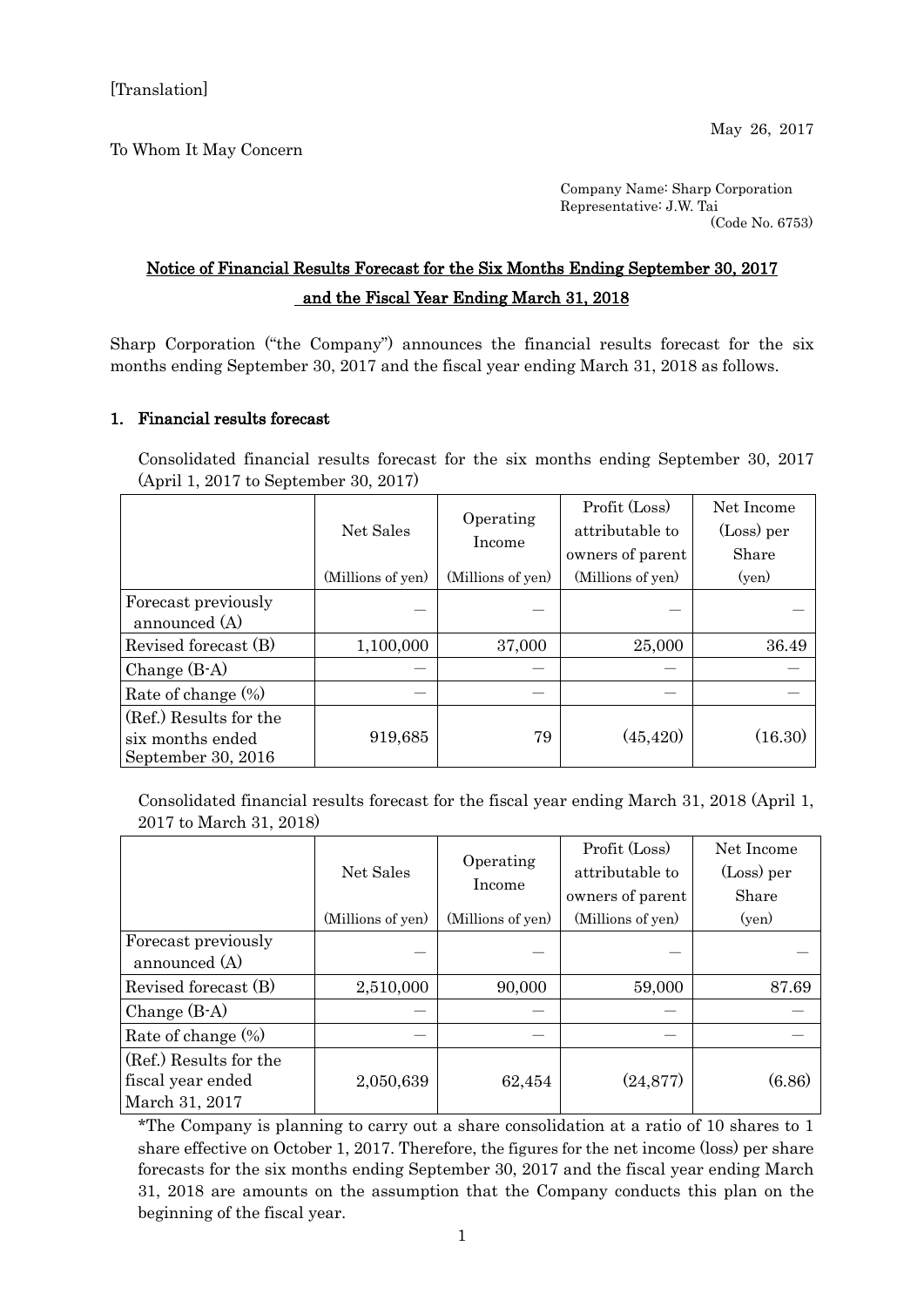[Translation]

May 26, 2017

To Whom It May Concern

Company Name: Sharp Corporation
Representative: J.W. Tai
(Code No. 6753)

# Notice of Financial Results Forecast for the Six Months Ending September 30, 2017 and the Fiscal Year Ending March 31, 2018

Sharp Corporation ("the Company") announces the financial results forecast for the six months ending September 30, 2017 and the fiscal year ending March 31, 2018 as follows.

## 1. Financial results forecast

Consolidated financial results forecast for the six months ending September 30, 2017 (April 1, 2017 to September 30, 2017)

| | Net Sales (Millions of yen) | Operating Income (Millions of yen) | Profit (Loss) attributable to owners of parent (Millions of yen) | Net Income (Loss) per Share (yen) |
|---|---|---|---|---|
| Forecast previously announced (A) | — | — | — | — |
| Revised forecast (B) | 1,100,000 | 37,000 | 25,000 | 36.49 |
| Change (B-A) | — | — | — | — |
| Rate of change (%) | — | — | — | — |
| (Ref.) Results for the six months ended September 30, 2016 | 919,685 | 79 | (45,420) | (16.30) |

Consolidated financial results forecast for the fiscal year ending March 31, 2018 (April 1, 2017 to March 31, 2018)

| | Net Sales (Millions of yen) | Operating Income (Millions of yen) | Profit (Loss) attributable to owners of parent (Millions of yen) | Net Income (Loss) per Share (yen) |
|---|---|---|---|---|
| Forecast previously announced (A) | — | — | — | — |
| Revised forecast (B) | 2,510,000 | 90,000 | 59,000 | 87.69 |
| Change (B-A) | — | — | — | — |
| Rate of change (%) | — | — | — | — |
| (Ref.) Results for the fiscal year ended March 31, 2017 | 2,050,639 | 62,454 | (24,877) | (6.86) |

*The Company is planning to carry out a share consolidation at a ratio of 10 shares to 1 share effective on October 1, 2017. Therefore, the figures for the net income (loss) per share forecasts for the six months ending September 30, 2017 and the fiscal year ending March 31, 2018 are amounts on the assumption that the Company conducts this plan on the beginning of the fiscal year.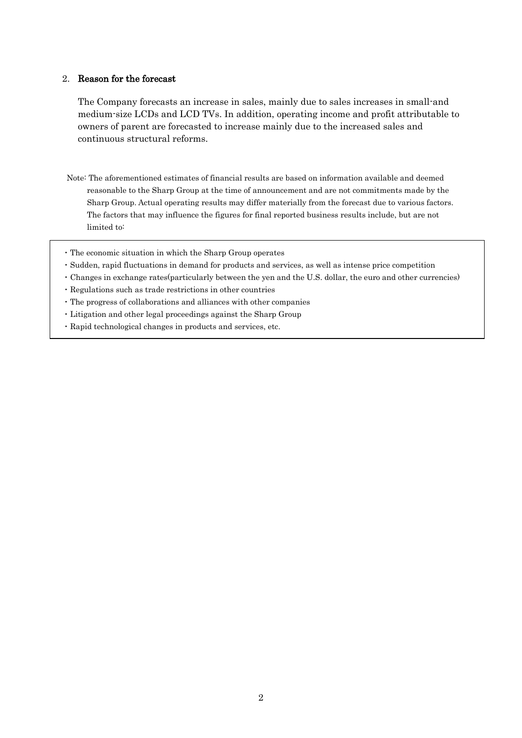## 2. Reason for the forecast

The Company forecasts an increase in sales, mainly due to sales increases in small-and medium-size LCDs and LCD TVs. In addition, operating income and profit attributable to owners of parent are forecasted to increase mainly due to the increased sales and continuous structural reforms.

Note: The aforementioned estimates of financial results are based on information available and deemed reasonable to the Sharp Group at the time of announcement and are not commitments made by the Sharp Group. Actual operating results may differ materially from the forecast due to various factors. The factors that may influence the figures for final reported business results include, but are not limited to:

- The economic situation in which the Sharp Group operates
- Sudden, rapid fluctuations in demand for products and services, as well as intense price competition
- Changes in exchange rates(particularly between the yen and the U.S. dollar, the euro and other currencies)
- Regulations such as trade restrictions in other countries
- The progress of collaborations and alliances with other companies
- Litigation and other legal proceedings against the Sharp Group
- Rapid technological changes in products and services, etc.